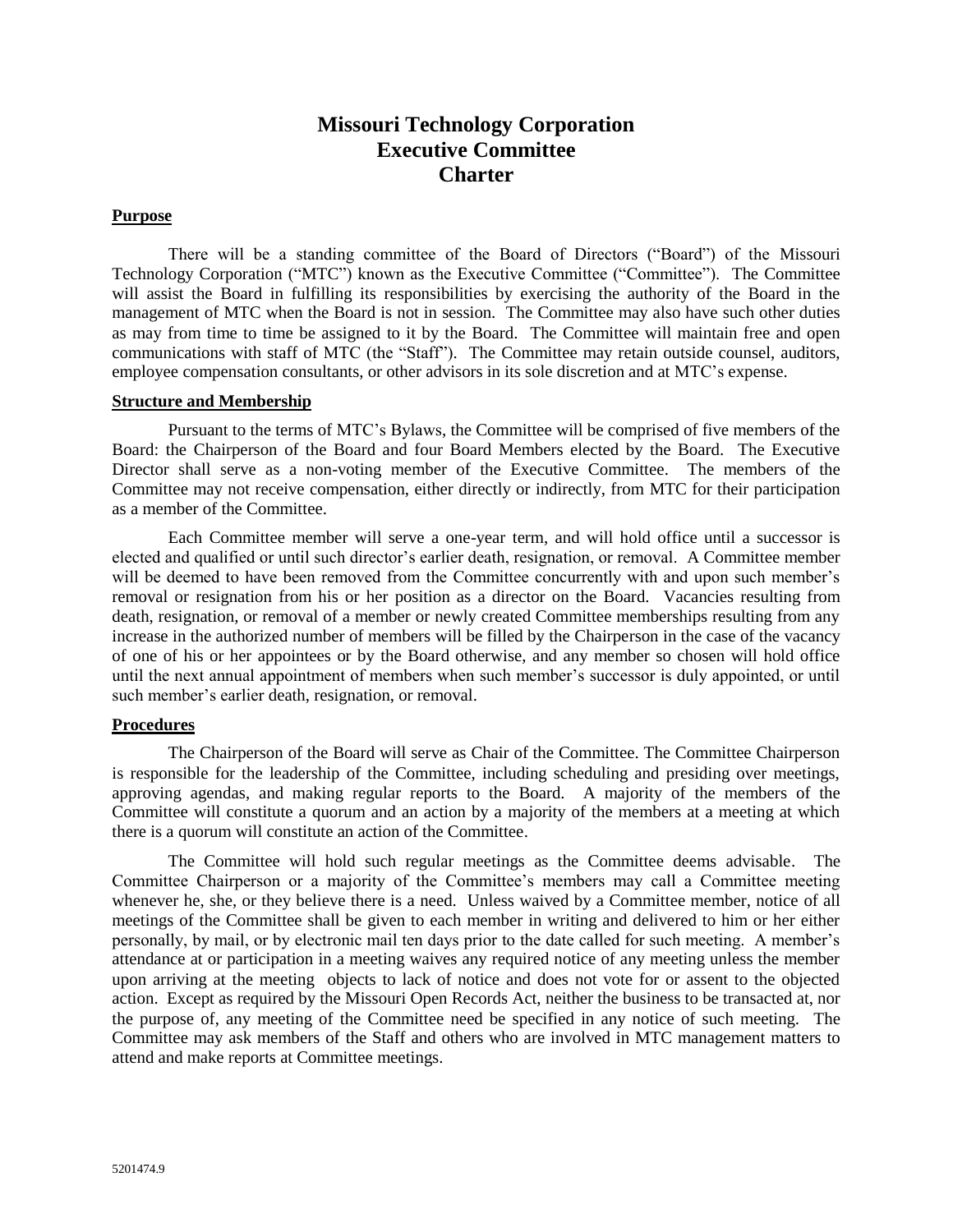# Missouri Technology Corporation
# Executive Committee
# Charter

## Purpose

There will be a standing committee of the Board of Directors ("Board") of the Missouri Technology Corporation ("MTC") known as the Executive Committee ("Committee"). The Committee will assist the Board in fulfilling its responsibilities by exercising the authority of the Board in the management of MTC when the Board is not in session. The Committee may also have such other duties as may from time to time be assigned to it by the Board. The Committee will maintain free and open communications with staff of MTC (the "Staff"). The Committee may retain outside counsel, auditors, employee compensation consultants, or other advisors in its sole discretion and at MTC's expense.

## Structure and Membership

Pursuant to the terms of MTC's Bylaws, the Committee will be comprised of five members of the Board: the Chairperson of the Board and four Board Members elected by the Board. The Executive Director shall serve as a non-voting member of the Executive Committee. The members of the Committee may not receive compensation, either directly or indirectly, from MTC for their participation as a member of the Committee.

Each Committee member will serve a one-year term, and will hold office until a successor is elected and qualified or until such director's earlier death, resignation, or removal. A Committee member will be deemed to have been removed from the Committee concurrently with and upon such member's removal or resignation from his or her position as a director on the Board. Vacancies resulting from death, resignation, or removal of a member or newly created Committee memberships resulting from any increase in the authorized number of members will be filled by the Chairperson in the case of the vacancy of one of his or her appointees or by the Board otherwise, and any member so chosen will hold office until the next annual appointment of members when such member's successor is duly appointed, or until such member's earlier death, resignation, or removal.

## Procedures

The Chairperson of the Board will serve as Chair of the Committee. The Committee Chairperson is responsible for the leadership of the Committee, including scheduling and presiding over meetings, approving agendas, and making regular reports to the Board. A majority of the members of the Committee will constitute a quorum and an action by a majority of the members at a meeting at which there is a quorum will constitute an action of the Committee.

The Committee will hold such regular meetings as the Committee deems advisable. The Committee Chairperson or a majority of the Committee's members may call a Committee meeting whenever he, she, or they believe there is a need. Unless waived by a Committee member, notice of all meetings of the Committee shall be given to each member in writing and delivered to him or her either personally, by mail, or by electronic mail ten days prior to the date called for such meeting. A member's attendance at or participation in a meeting waives any required notice of any meeting unless the member upon arriving at the meeting objects to lack of notice and does not vote for or assent to the objected action. Except as required by the Missouri Open Records Act, neither the business to be transacted at, nor the purpose of, any meeting of the Committee need be specified in any notice of such meeting. The Committee may ask members of the Staff and others who are involved in MTC management matters to attend and make reports at Committee meetings.

5201474.9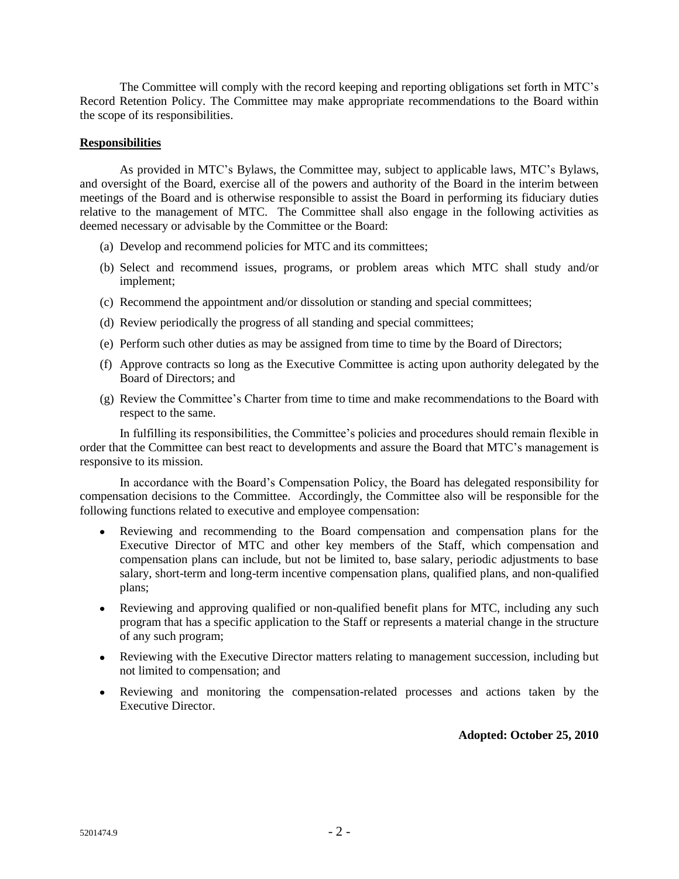The Committee will comply with the record keeping and reporting obligations set forth in MTC's Record Retention Policy. The Committee may make appropriate recommendations to the Board within the scope of its responsibilities.

**Responsibilities**

As provided in MTC's Bylaws, the Committee may, subject to applicable laws, MTC's Bylaws, and oversight of the Board, exercise all of the powers and authority of the Board in the interim between meetings of the Board and is otherwise responsible to assist the Board in performing its fiduciary duties relative to the management of MTC. The Committee shall also engage in the following activities as deemed necessary or advisable by the Committee or the Board:

(a) Develop and recommend policies for MTC and its committees;

(b) Select and recommend issues, programs, or problem areas which MTC shall study and/or implement;

(c) Recommend the appointment and/or dissolution or standing and special committees;

(d) Review periodically the progress of all standing and special committees;

(e) Perform such other duties as may be assigned from time to time by the Board of Directors;

(f) Approve contracts so long as the Executive Committee is acting upon authority delegated by the Board of Directors; and

(g) Review the Committee's Charter from time to time and make recommendations to the Board with respect to the same.

In fulfilling its responsibilities, the Committee's policies and procedures should remain flexible in order that the Committee can best react to developments and assure the Board that MTC's management is responsive to its mission.

In accordance with the Board's Compensation Policy, the Board has delegated responsibility for compensation decisions to the Committee. Accordingly, the Committee also will be responsible for the following functions related to executive and employee compensation:

- Reviewing and recommending to the Board compensation and compensation plans for the Executive Director of MTC and other key members of the Staff, which compensation and compensation plans can include, but not be limited to, base salary, periodic adjustments to base salary, short-term and long-term incentive compensation plans, qualified plans, and non-qualified plans;
- Reviewing and approving qualified or non-qualified benefit plans for MTC, including any such program that has a specific application to the Staff or represents a material change in the structure of any such program;
- Reviewing with the Executive Director matters relating to management succession, including but not limited to compensation; and
- Reviewing and monitoring the compensation-related processes and actions taken by the Executive Director.

**Adopted: October 25, 2010**